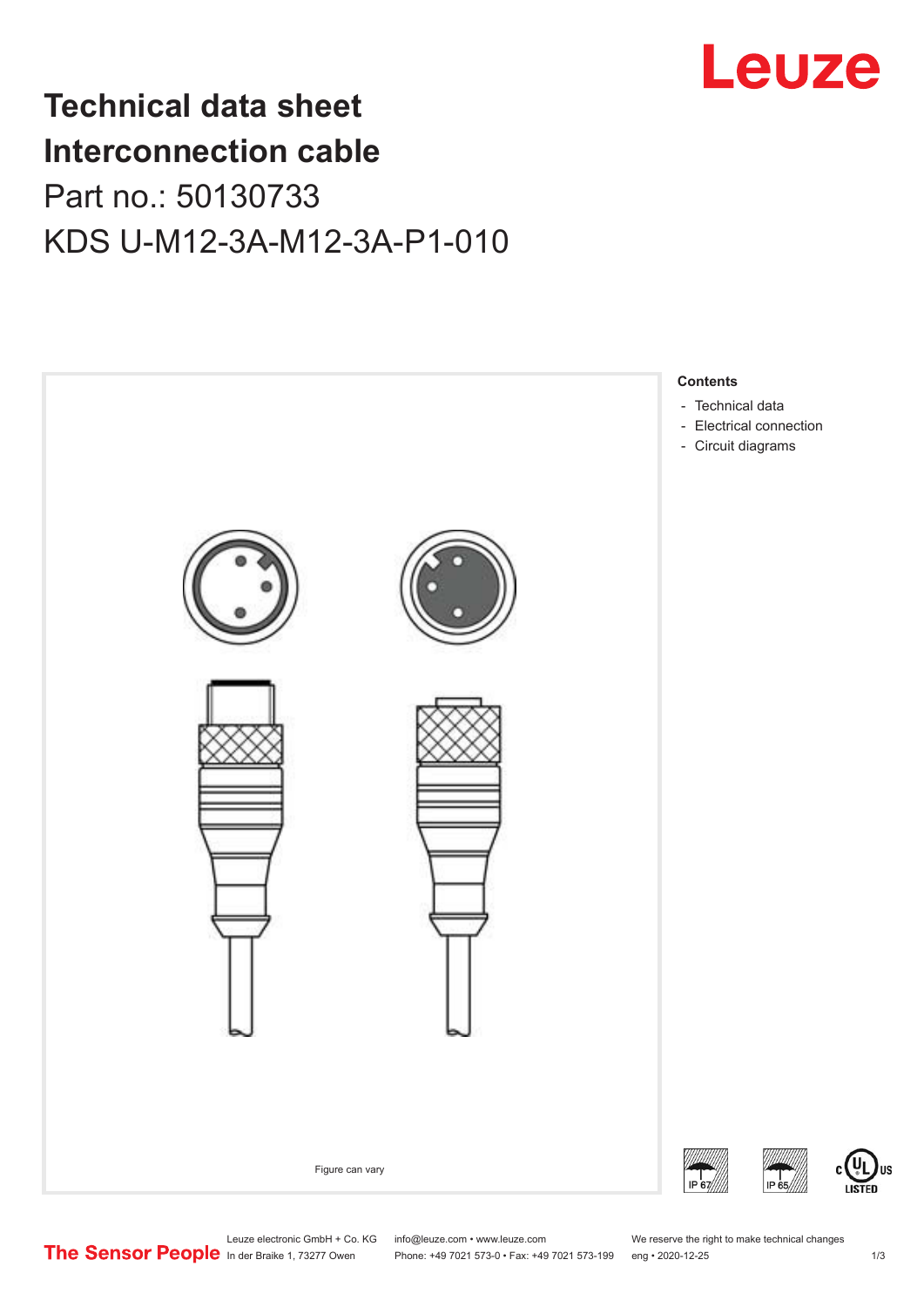# Technical data sheet
# Interconnection cable

## Part no.: 50130733

## KDS U-M12-3A-M12-3A-P1-010

Figure can vary

**Contents**

- Technical data
- Electrical connection
- Circuit diagrams

Leuze electronic GmbH + Co. KG
In der Braike 1, 73277 Owen

info@leuze.com • www.leuze.com
Phone: +49 7021 573-0 • Fax: +49 7021 573-199

We reserve the right to make technical changes
eng • 2020-12-25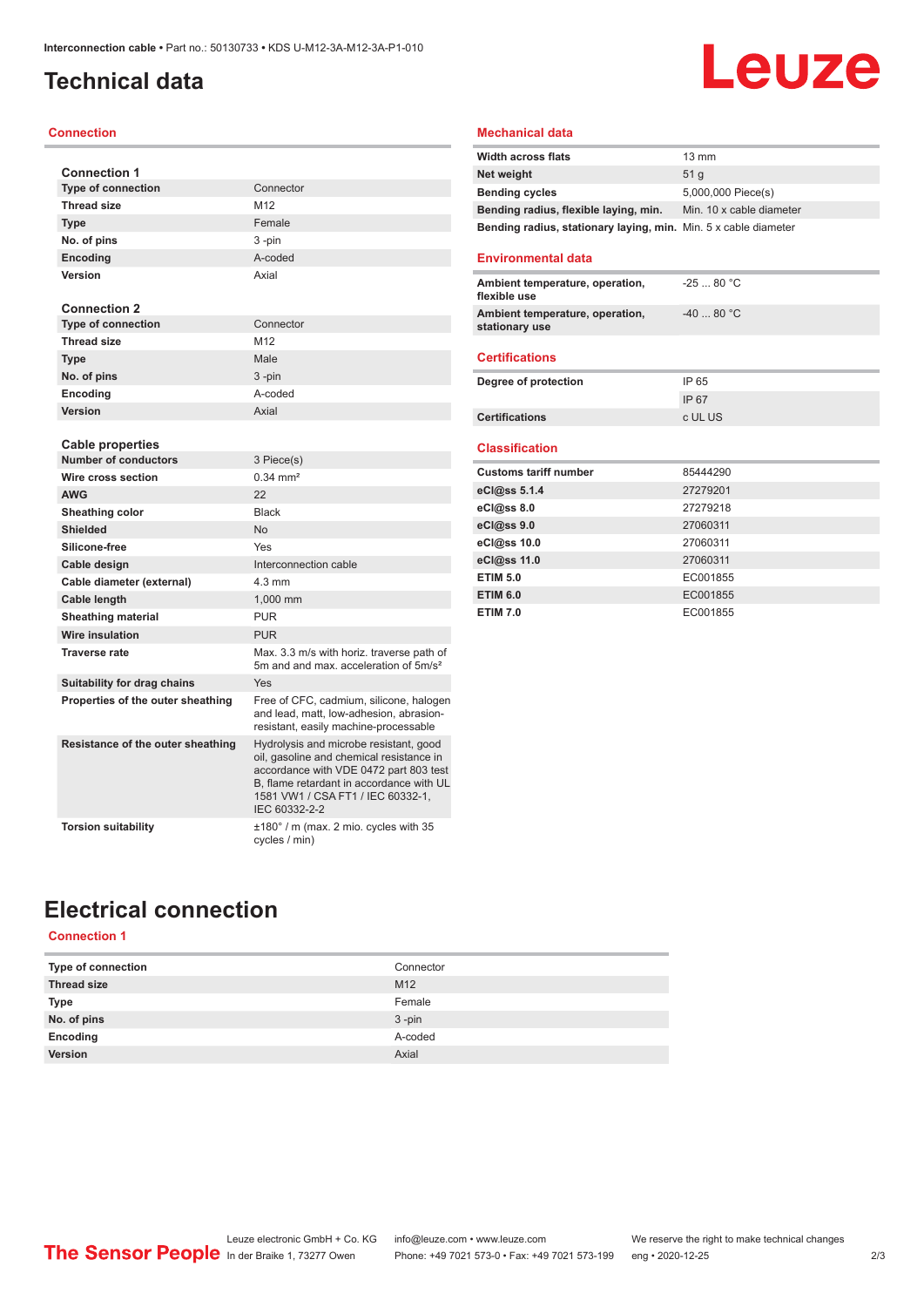# Technical data

## Connection

| Connection 1 | |
|---|---|
| **Type of connection** | Connector |
| **Thread size** | M12 |
| **Type** | Female |
| **No. of pins** | 3 -pin |
| **Encoding** | A-coded |
| **Version** | Axial |

| Connection 2 | |
|---|---|
| **Type of connection** | Connector |
| **Thread size** | M12 |
| **Type** | Male |
| **No. of pins** | 3 -pin |
| **Encoding** | A-coded |
| **Version** | Axial |

| Cable properties | |
|---|---|
| **Number of conductors** | 3 Piece(s) |
| **Wire cross section** | 0.34 mm² |
| **AWG** | 22 |
| **Sheathing color** | Black |
| **Shielded** | No |
| **Silicone-free** | Yes |
| **Cable design** | Interconnection cable |
| **Cable diameter (external)** | 4.3 mm |
| **Cable length** | 1,000 mm |
| **Sheathing material** | PUR |
| **Wire insulation** | PUR |
| **Traverse rate** | Max. 3.3 m/s with horiz. traverse path of 5m and and max. acceleration of 5m/s² |
| **Suitability for drag chains** | Yes |
| **Properties of the outer sheathing** | Free of CFC, cadmium, silicone, halogen and lead, matt, low-adhesion, abrasion-resistant, easily machine-processable |
| **Resistance of the outer sheathing** | Hydrolysis and microbe resistant, good oil, gasoline and chemical resistance in accordance with VDE 0472 part 803 test B, flame retardant in accordance with UL 1581 VW1 / CSA FT1 / IEC 60332-1, IEC 60332-2-2 |
| **Torsion suitability** | ±180° / m (max. 2 mio. cycles with 35 cycles / min) |

## Mechanical data

| | |
|---|---|
| **Width across flats** | 13 mm |
| **Net weight** | 51 g |
| **Bending cycles** | 5,000,000 Piece(s) |
| **Bending radius, flexible laying, min.** | Min. 10 x cable diameter |
| **Bending radius, stationary laying, min.** | Min. 5 x cable diameter |

## Environmental data

| | |
|---|---|
| **Ambient temperature, operation, flexible use** | -25 ... 80 °C |
| **Ambient temperature, operation, stationary use** | -40 ... 80 °C |

## Certifications

| | |
|---|---|
| **Degree of protection** | IP 65 |
| | IP 67 |
| **Certifications** | c UL US |

## Classification

| | |
|---|---|
| **Customs tariff number** | 85444290 |
| **eCl@ss 5.1.4** | 27279201 |
| **eCl@ss 8.0** | 27279218 |
| **eCl@ss 9.0** | 27060311 |
| **eCl@ss 10.0** | 27060311 |
| **eCl@ss 11.0** | 27060311 |
| **ETIM 5.0** | EC001855 |
| **ETIM 6.0** | EC001855 |
| **ETIM 7.0** | EC001855 |

# Electrical connection

## Connection 1

| | |
|---|---|
| **Type of connection** | Connector |
| **Thread size** | M12 |
| **Type** | Female |
| **No. of pins** | 3 -pin |
| **Encoding** | A-coded |
| **Version** | Axial |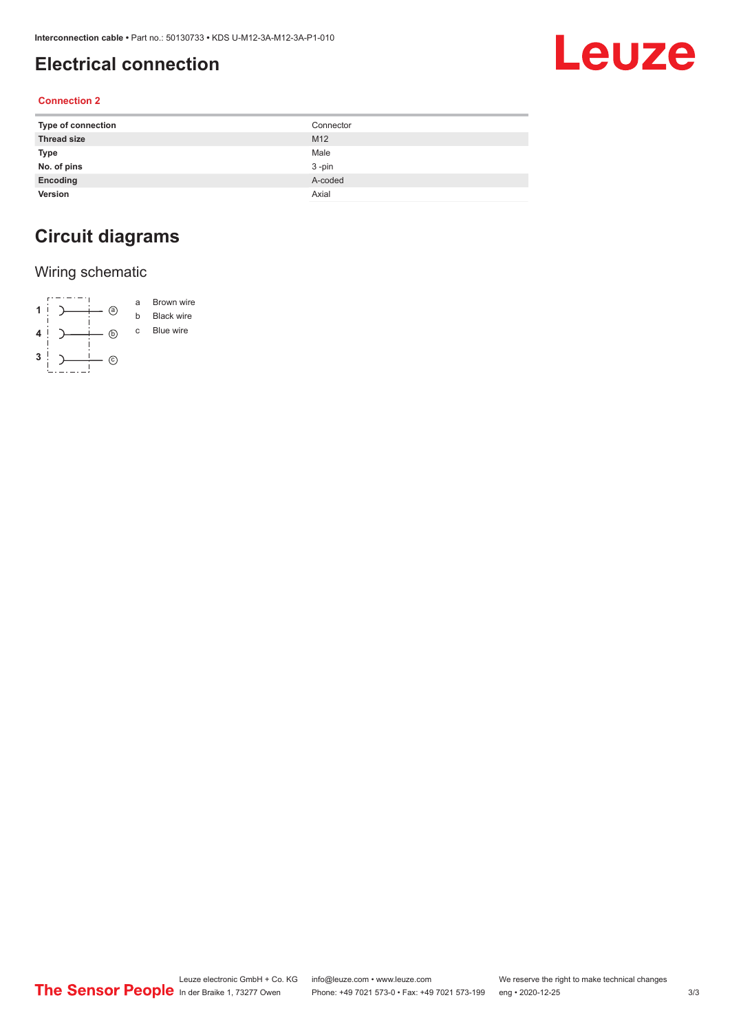# Electrical connection

**Connection 2**

| | |
|---|---|
| **Type of connection** | Connector |
| **Thread size** | M12 |
| **Type** | Male |
| **No. of pins** | 3 -pin |
| **Encoding** | A-coded |
| **Version** | Axial |

# Circuit diagrams

## Wiring schematic

1
4
3

ⓐ
ⓑ
ⓒ

a Brown wire
b Black wire
c Blue wire